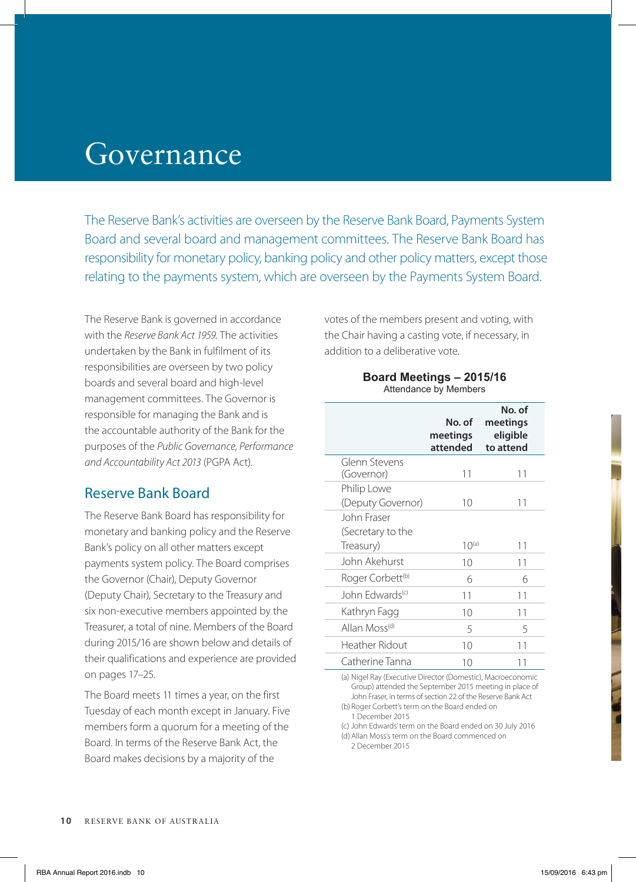# Governance

The Reserve Bank's activities are overseen by the Reserve Bank Board, Payments System Board and several board and management committees. The Reserve Bank Board has responsibility for monetary policy, banking policy and other policy matters, except those relating to the payments system, which are overseen by the Payments System Board.

The Reserve Bank is governed in accordance with the *Reserve Bank Act 1959*. The activities undertaken by the Bank in fulfilment of its responsibilities are overseen by two policy boards and several board and high-level management committees. The Governor is responsible for managing the Bank and is the accountable authority of the Bank for the purposes of the *Public Governance, Performance and Accountability Act 2013* (PGPA Act).

## Reserve Bank Board

The Reserve Bank Board has responsibility for monetary and banking policy and the Reserve Bank's policy on all other matters except payments system policy. The Board comprises the Governor (Chair), Deputy Governor (Deputy Chair), Secretary to the Treasury and six non-executive members appointed by the Treasurer, a total of nine. Members of the Board during 2015/16 are shown below and details of their qualifications and experience are provided on pages 17–25.

The Board meets 11 times a year, on the first Tuesday of each month except in January. Five members form a quorum for a meeting of the Board. In terms of the Reserve Bank Act, the Board makes decisions by a majority of the votes of the members present and voting, with the Chair having a casting vote, if necessary, in addition to a deliberative vote.

**Board Meetings – 2015/16**
Attendance by Members

| | No. of meetings attended | No. of meetings eligible to attend |
|---|---|---|
| Glenn Stevens (Governor) | 11 | 11 |
| Philip Lowe (Deputy Governor) | 10 | 11 |
| John Fraser (Secretary to the Treasury) | 10[a] | 11 |
| John Akehurst | 10 | 11 |
| Roger Corbett[b] | 6 | 6 |
| John Edwards[c] | 11 | 11 |
| Kathryn Fagg | 10 | 11 |
| Allan Moss[d] | 5 | 5 |
| Heather Ridout | 10 | 11 |
| Catherine Tanna | 10 | 11 |

(a) Nigel Ray (Executive Director (Domestic), Macroeconomic Group) attended the September 2015 meeting in place of John Fraser, in terms of section 22 of the Reserve Bank Act
(b) Roger Corbett's term on the Board ended on 1 December 2015
(c) John Edwards' term on the Board ended on 30 July 2016
(d) Allan Moss's term on the Board commenced on 2 December 2015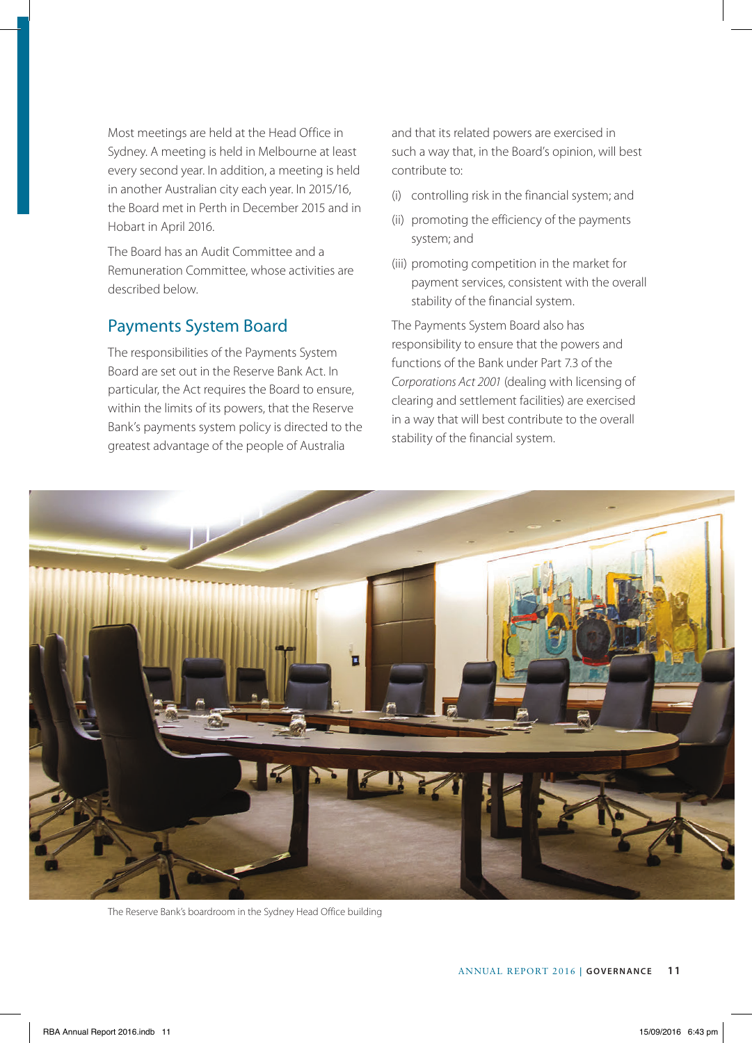Most meetings are held at the Head Office in Sydney. A meeting is held in Melbourne at least every second year. In addition, a meeting is held in another Australian city each year. In 2015/16, the Board met in Perth in December 2015 and in Hobart in April 2016.

The Board has an Audit Committee and a Remuneration Committee, whose activities are described below.

## Payments System Board

The responsibilities of the Payments System Board are set out in the Reserve Bank Act. In particular, the Act requires the Board to ensure, within the limits of its powers, that the Reserve Bank's payments system policy is directed to the greatest advantage of the people of Australia and that its related powers are exercised in such a way that, in the Board's opinion, will best contribute to:

(i) controlling risk in the financial system; and

(ii) promoting the efficiency of the payments system; and

(iii) promoting competition in the market for payment services, consistent with the overall stability of the financial system.

The Payments System Board also has responsibility to ensure that the powers and functions of the Bank under Part 7.3 of the *Corporations Act 2001* (dealing with licensing of clearing and settlement facilities) are exercised in a way that will best contribute to the overall stability of the financial system.

The Reserve Bank's boardroom in the Sydney Head Office building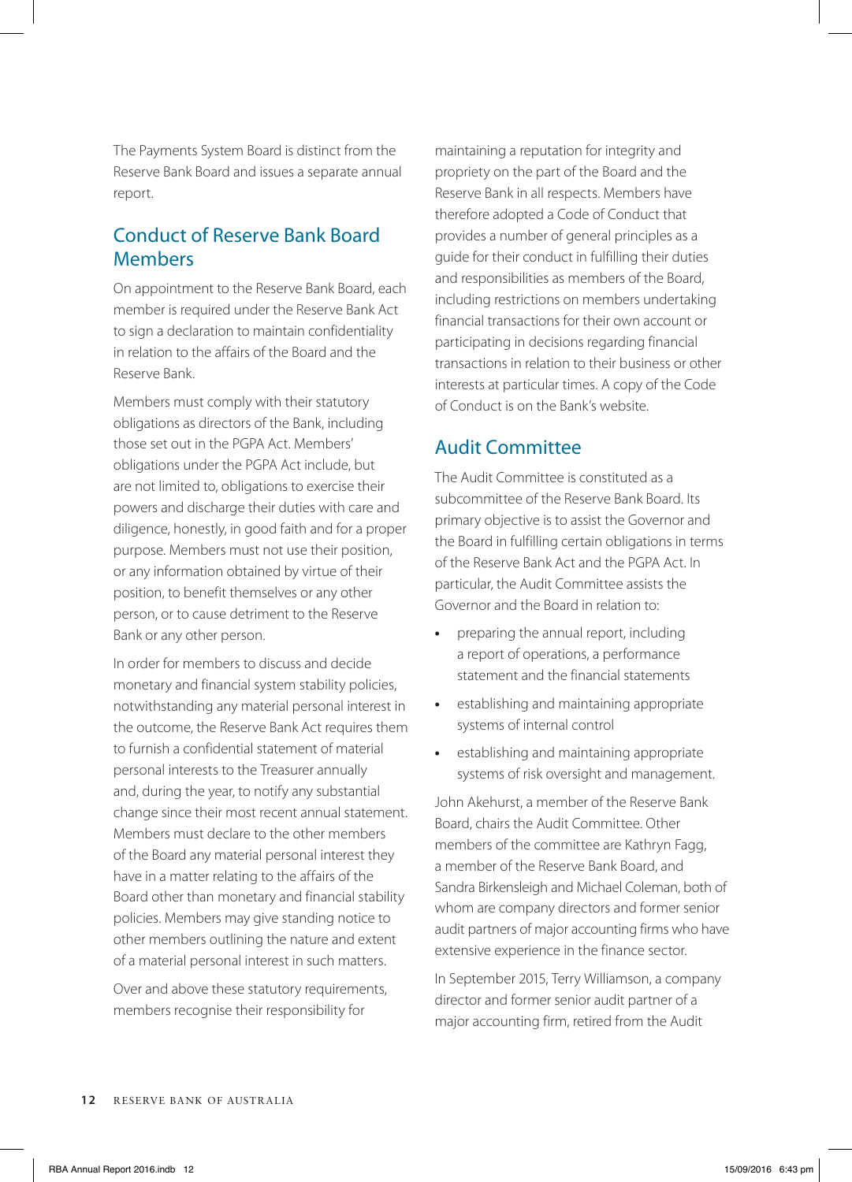The Payments System Board is distinct from the Reserve Bank Board and issues a separate annual report.

## Conduct of Reserve Bank Board Members

On appointment to the Reserve Bank Board, each member is required under the Reserve Bank Act to sign a declaration to maintain confidentiality in relation to the affairs of the Board and the Reserve Bank.

Members must comply with their statutory obligations as directors of the Bank, including those set out in the PGPA Act. Members' obligations under the PGPA Act include, but are not limited to, obligations to exercise their powers and discharge their duties with care and diligence, honestly, in good faith and for a proper purpose. Members must not use their position, or any information obtained by virtue of their position, to benefit themselves or any other person, or to cause detriment to the Reserve Bank or any other person.

In order for members to discuss and decide monetary and financial system stability policies, notwithstanding any material personal interest in the outcome, the Reserve Bank Act requires them to furnish a confidential statement of material personal interests to the Treasurer annually and, during the year, to notify any substantial change since their most recent annual statement. Members must declare to the other members of the Board any material personal interest they have in a matter relating to the affairs of the Board other than monetary and financial stability policies. Members may give standing notice to other members outlining the nature and extent of a material personal interest in such matters.

Over and above these statutory requirements, members recognise their responsibility for maintaining a reputation for integrity and propriety on the part of the Board and the Reserve Bank in all respects. Members have therefore adopted a Code of Conduct that provides a number of general principles as a guide for their conduct in fulfilling their duties and responsibilities as members of the Board, including restrictions on members undertaking financial transactions for their own account or participating in decisions regarding financial transactions in relation to their business or other interests at particular times. A copy of the Code of Conduct is on the Bank's website.

## Audit Committee

The Audit Committee is constituted as a subcommittee of the Reserve Bank Board. Its primary objective is to assist the Governor and the Board in fulfilling certain obligations in terms of the Reserve Bank Act and the PGPA Act. In particular, the Audit Committee assists the Governor and the Board in relation to:

- preparing the annual report, including a report of operations, a performance statement and the financial statements
- establishing and maintaining appropriate systems of internal control
- establishing and maintaining appropriate systems of risk oversight and management.

John Akehurst, a member of the Reserve Bank Board, chairs the Audit Committee. Other members of the committee are Kathryn Fagg, a member of the Reserve Bank Board, and Sandra Birkensleigh and Michael Coleman, both of whom are company directors and former senior audit partners of major accounting firms who have extensive experience in the finance sector.

In September 2015, Terry Williamson, a company director and former senior audit partner of a major accounting firm, retired from the Audit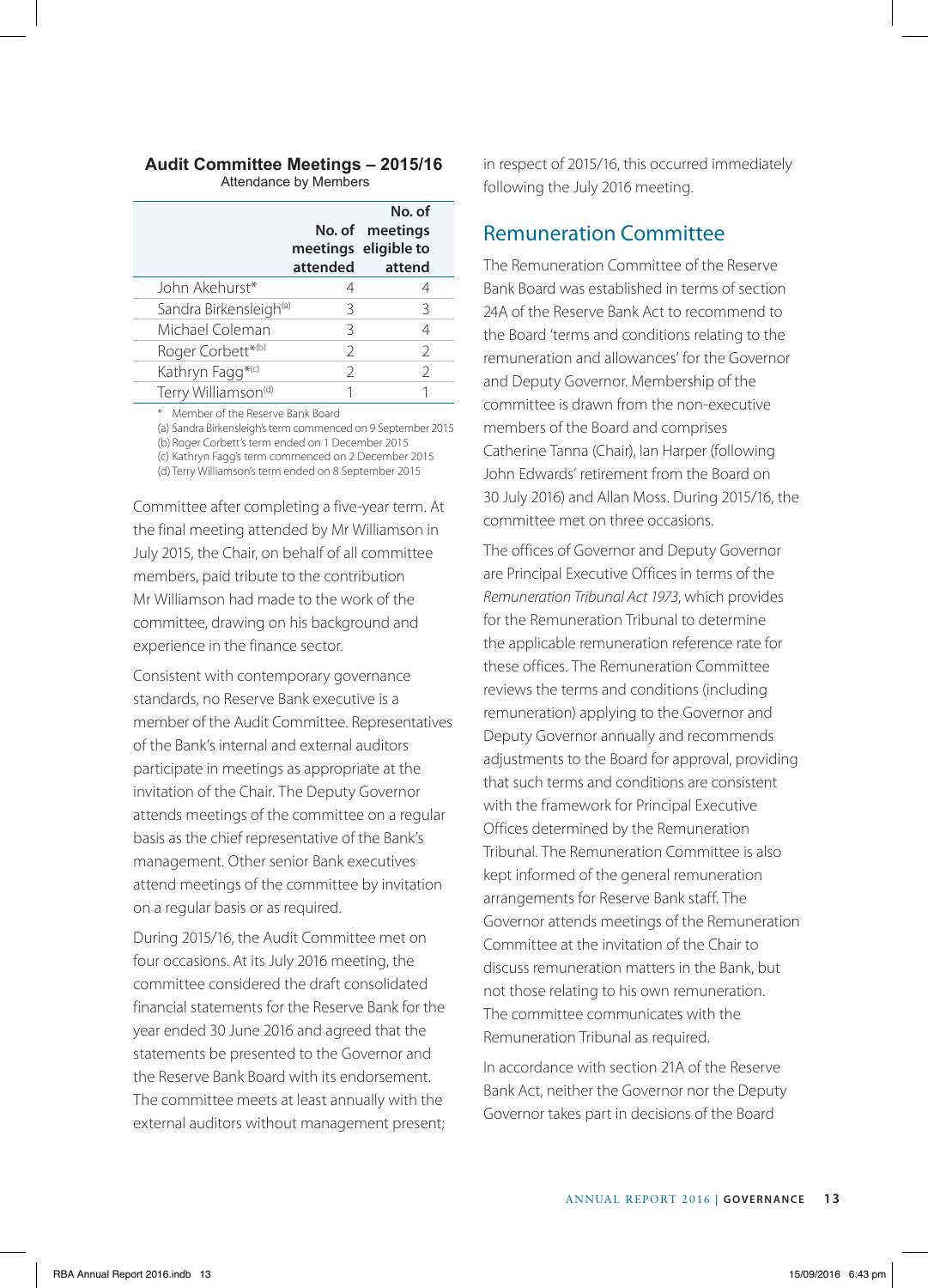**Audit Committee Meetings – 2015/16**
Attendance by Members

| | No. of meetings attended | No. of meetings eligible to attend |
|---|---|---|
| John Akehurst* | 4 | 4 |
| Sandra Birkensleigh[(a)] | 3 | 3 |
| Michael Coleman | 3 | 4 |
| Roger Corbett*[(b)] | 2 | 2 |
| Kathryn Fagg*[(c)] | 2 | 2 |
| Terry Williamson[(d)] | 1 | 1 |

\* Member of the Reserve Bank Board
(a) Sandra Birkensleigh's term commenced on 9 September 2015
(b) Roger Corbett's term ended on 1 December 2015
(c) Kathryn Fagg's term commenced on 2 December 2015
(d) Terry Williamson's term ended on 8 September 2015

Committee after completing a five-year term. At the final meeting attended by Mr Williamson in July 2015, the Chair, on behalf of all committee members, paid tribute to the contribution Mr Williamson had made to the work of the committee, drawing on his background and experience in the finance sector.

Consistent with contemporary governance standards, no Reserve Bank executive is a member of the Audit Committee. Representatives of the Bank's internal and external auditors participate in meetings as appropriate at the invitation of the Chair. The Deputy Governor attends meetings of the committee on a regular basis as the chief representative of the Bank's management. Other senior Bank executives attend meetings of the committee by invitation on a regular basis or as required.

During 2015/16, the Audit Committee met on four occasions. At its July 2016 meeting, the committee considered the draft consolidated financial statements for the Reserve Bank for the year ended 30 June 2016 and agreed that the statements be presented to the Governor and the Reserve Bank Board with its endorsement. The committee meets at least annually with the external auditors without management present; in respect of 2015/16, this occurred immediately following the July 2016 meeting.

## Remuneration Committee

The Remuneration Committee of the Reserve Bank Board was established in terms of section 24A of the Reserve Bank Act to recommend to the Board 'terms and conditions relating to the remuneration and allowances' for the Governor and Deputy Governor. Membership of the committee is drawn from the non-executive members of the Board and comprises Catherine Tanna (Chair), Ian Harper (following John Edwards' retirement from the Board on 30 July 2016) and Allan Moss. During 2015/16, the committee met on three occasions.

The offices of Governor and Deputy Governor are Principal Executive Offices in terms of the *Remuneration Tribunal Act 1973*, which provides for the Remuneration Tribunal to determine the applicable remuneration reference rate for these offices. The Remuneration Committee reviews the terms and conditions (including remuneration) applying to the Governor and Deputy Governor annually and recommends adjustments to the Board for approval, providing that such terms and conditions are consistent with the framework for Principal Executive Offices determined by the Remuneration Tribunal. The Remuneration Committee is also kept informed of the general remuneration arrangements for Reserve Bank staff. The Governor attends meetings of the Remuneration Committee at the invitation of the Chair to discuss remuneration matters in the Bank, but not those relating to his own remuneration. The committee communicates with the Remuneration Tribunal as required.

In accordance with section 21A of the Reserve Bank Act, neither the Governor nor the Deputy Governor takes part in decisions of the Board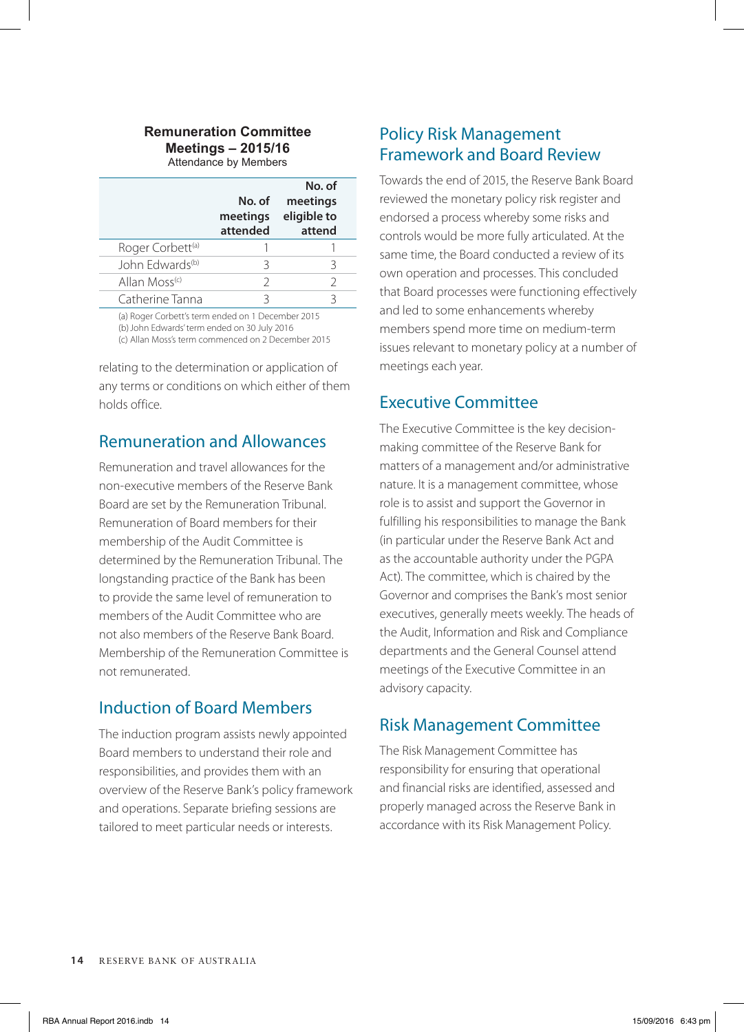**Remuneration Committee Meetings – 2015/16**
Attendance by Members

| | No. of meetings attended | No. of meetings eligible to attend |
|---|---|---|
| Roger Corbett[(a)] | 1 | 1 |
| John Edwards[(b)] | 3 | 3 |
| Allan Moss[(c)] | 2 | 2 |
| Catherine Tanna | 3 | 3 |

(a) Roger Corbett's term ended on 1 December 2015
(b) John Edwards' term ended on 30 July 2016
(c) Allan Moss's term commenced on 2 December 2015

relating to the determination or application of any terms or conditions on which either of them holds office.

## Remuneration and Allowances

Remuneration and travel allowances for the non-executive members of the Reserve Bank Board are set by the Remuneration Tribunal. Remuneration of Board members for their membership of the Audit Committee is determined by the Remuneration Tribunal. The longstanding practice of the Bank has been to provide the same level of remuneration to members of the Audit Committee who are not also members of the Reserve Bank Board. Membership of the Remuneration Committee is not remunerated.

## Induction of Board Members

The induction program assists newly appointed Board members to understand their role and responsibilities, and provides them with an overview of the Reserve Bank's policy framework and operations. Separate briefing sessions are tailored to meet particular needs or interests.

## Policy Risk Management Framework and Board Review

Towards the end of 2015, the Reserve Bank Board reviewed the monetary policy risk register and endorsed a process whereby some risks and controls would be more fully articulated. At the same time, the Board conducted a review of its own operation and processes. This concluded that Board processes were functioning effectively and led to some enhancements whereby members spend more time on medium-term issues relevant to monetary policy at a number of meetings each year.

## Executive Committee

The Executive Committee is the key decision-making committee of the Reserve Bank for matters of a management and/or administrative nature. It is a management committee, whose role is to assist and support the Governor in fulfilling his responsibilities to manage the Bank (in particular under the Reserve Bank Act and as the accountable authority under the PGPA Act). The committee, which is chaired by the Governor and comprises the Bank's most senior executives, generally meets weekly. The heads of the Audit, Information and Risk and Compliance departments and the General Counsel attend meetings of the Executive Committee in an advisory capacity.

## Risk Management Committee

The Risk Management Committee has responsibility for ensuring that operational and financial risks are identified, assessed and properly managed across the Reserve Bank in accordance with its Risk Management Policy.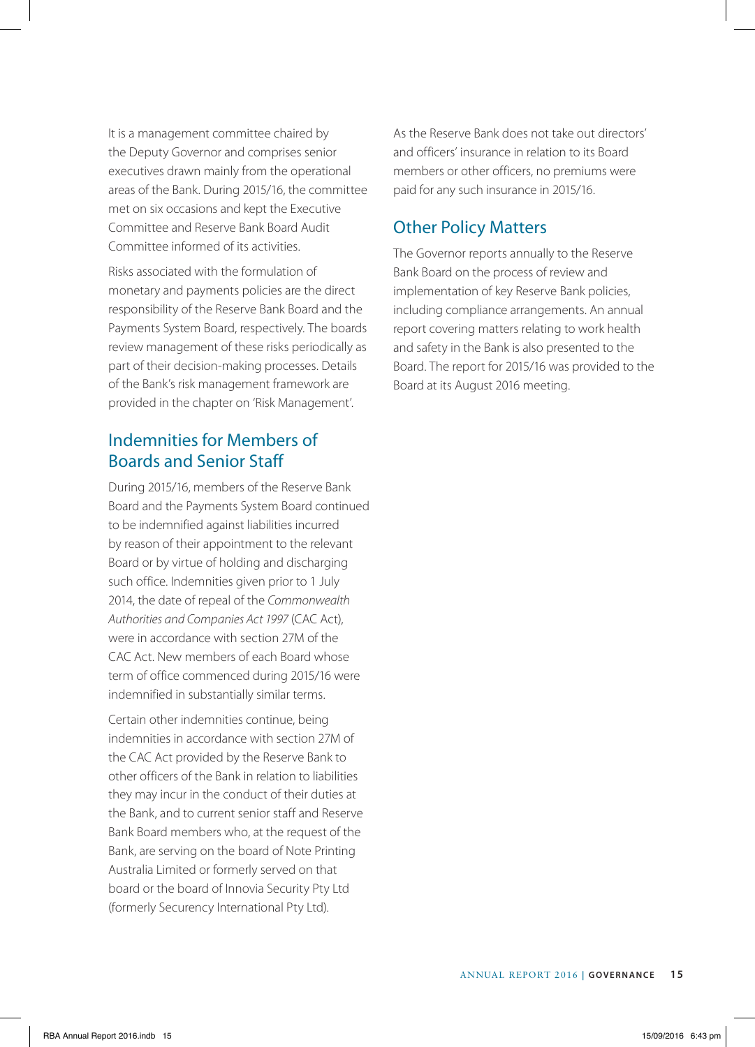It is a management committee chaired by the Deputy Governor and comprises senior executives drawn mainly from the operational areas of the Bank. During 2015/16, the committee met on six occasions and kept the Executive Committee and Reserve Bank Board Audit Committee informed of its activities.

Risks associated with the formulation of monetary and payments policies are the direct responsibility of the Reserve Bank Board and the Payments System Board, respectively. The boards review management of these risks periodically as part of their decision-making processes. Details of the Bank's risk management framework are provided in the chapter on 'Risk Management'.

## Indemnities for Members of Boards and Senior Staff

During 2015/16, members of the Reserve Bank Board and the Payments System Board continued to be indemnified against liabilities incurred by reason of their appointment to the relevant Board or by virtue of holding and discharging such office. Indemnities given prior to 1 July 2014, the date of repeal of the *Commonwealth Authorities and Companies Act 1997* (CAC Act), were in accordance with section 27M of the CAC Act. New members of each Board whose term of office commenced during 2015/16 were indemnified in substantially similar terms.

Certain other indemnities continue, being indemnities in accordance with section 27M of the CAC Act provided by the Reserve Bank to other officers of the Bank in relation to liabilities they may incur in the conduct of their duties at the Bank, and to current senior staff and Reserve Bank Board members who, at the request of the Bank, are serving on the board of Note Printing Australia Limited or formerly served on that board or the board of Innovia Security Pty Ltd (formerly Securency International Pty Ltd).

As the Reserve Bank does not take out directors' and officers' insurance in relation to its Board members or other officers, no premiums were paid for any such insurance in 2015/16.

## Other Policy Matters

The Governor reports annually to the Reserve Bank Board on the process of review and implementation of key Reserve Bank policies, including compliance arrangements. An annual report covering matters relating to work health and safety in the Bank is also presented to the Board. The report for 2015/16 was provided to the Board at its August 2016 meeting.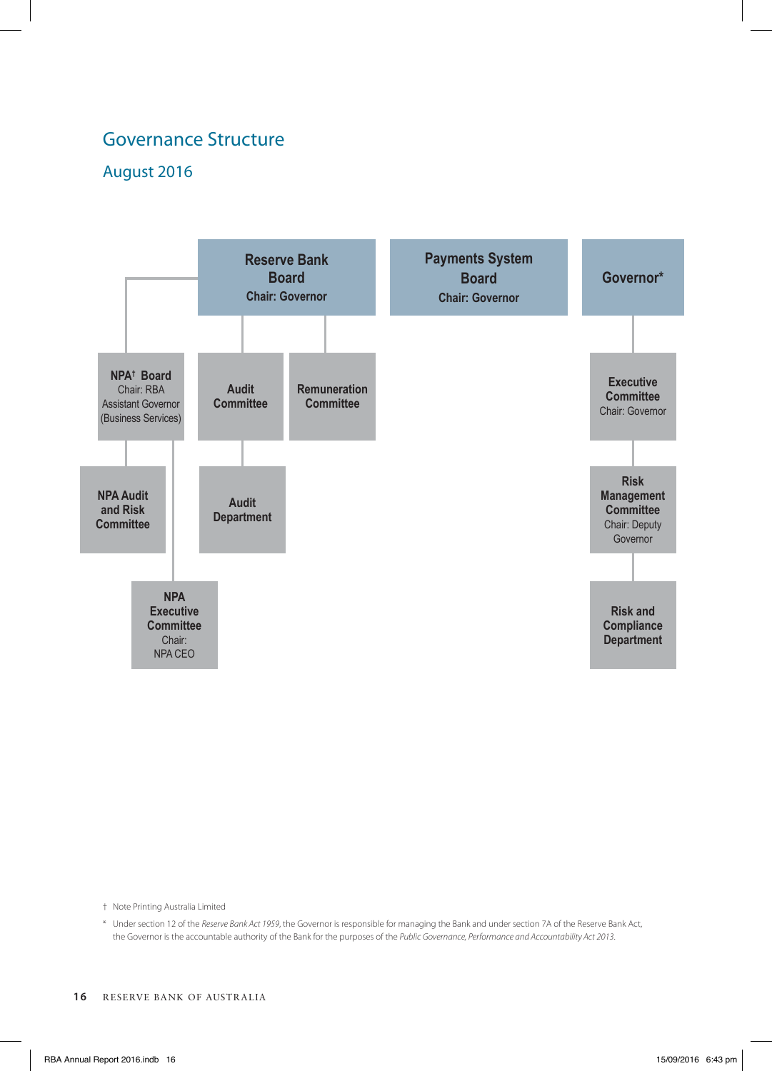## Governance Structure

### August 2016

Reserve Bank Board
Chair: Governor

Payments System Board
Chair: Governor

Governor*

NPA† Board
Chair: RBA Assistant Governor (Business Services)

Audit Committee

Remuneration Committee

Executive Committee
Chair: Governor

NPA Audit and Risk Committee

Audit Department

Risk Management Committee
Chair: Deputy Governor

NPA Executive Committee
Chair: NPA CEO

Risk and Compliance Department

† Note Printing Australia Limited

\* Under section 12 of the *Reserve Bank Act 1959*, the Governor is responsible for managing the Bank and under section 7A of the Reserve Bank Act, the Governor is the accountable authority of the Bank for the purposes of the *Public Governance, Performance and Accountability Act 2013*.